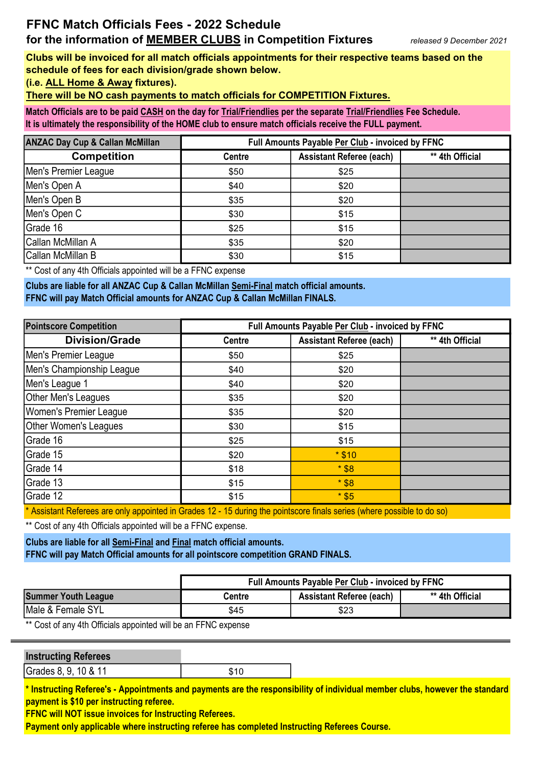# FFNC Match Officials Fees - 2022 Schedule

## for the information of MEMBER CLUBS in Competition Fixtures

*released 9 December 2021*

**Clubs will be invoiced for all match officials appointments for their respective teams based on the schedule of fees for each division/grade shown below.**
**(i.e. ALL Home & Away fixtures).**
**There will be NO cash payments to match officials for COMPETITION Fixtures.**

**Match Officials are to be paid CASH on the day for Trial/Friendlies per the separate Trial/Friendlies Fee Schedule.**
**It is ultimately the responsibility of the HOME club to ensure match officials receive the FULL payment.**

| ANZAC Day Cup & Callan McMillan | Full Amounts Payable Per Club - invoiced by FFNC | | |
|---|---|---|---|
| **Competition** | Centre | Assistant Referee (each) | ** 4th Official |
| Men's Premier League | $50 | $25 | |
| Men's Open A | $40 | $20 | |
| Men's Open B | $35 | $20 | |
| Men's Open C | $30 | $15 | |
| Grade 16 | $25 | $15 | |
| Callan McMillan A | $35 | $20 | |
| Callan McMillan B | $30 | $15 | |

** Cost of any 4th Officials appointed will be a FFNC expense

**Clubs are liable for all ANZAC Cup & Callan McMillan Semi-Final match official amounts.**
**FFNC will pay Match Official amounts for ANZAC Cup & Callan McMillan FINALS.**

| Pointscore Competition | Full Amounts Payable Per Club - invoiced by FFNC | | |
|---|---|---|---|
| **Division/Grade** | Centre | Assistant Referee (each) | ** 4th Official |
| Men's Premier League | $50 | $25 | |
| Men's Championship League | $40 | $20 | |
| Men's League 1 | $40 | $20 | |
| Other Men's Leagues | $35 | $20 | |
| Women's Premier League | $35 | $20 | |
| Other Women's Leagues | $30 | $15 | |
| Grade 16 | $25 | $15 | |
| Grade 15 | $20 | * $10 | |
| Grade 14 | $18 | * $8 | |
| Grade 13 | $15 | * $8 | |
| Grade 12 | $15 | * $5 | |

* Assistant Referees are only appointed in Grades 12 - 15 during the pointscore finals series (where possible to do so)

** Cost of any 4th Officials appointed will be a FFNC expense.

**Clubs are liable for all Semi-Final and Final match official amounts.**
**FFNC will pay Match Official amounts for all pointscore competition GRAND FINALS.**

| | Full Amounts Payable Per Club - invoiced by FFNC | | |
|---|---|---|---|
| **Summer Youth League** | Centre | Assistant Referee (each) | ** 4th Official |
| Male & Female SYL | $45 | $23 | |

** Cost of any 4th Officials appointed will be an FFNC expense

---

| Instructing Referees | |
|---|---|
| Grades 8, 9, 10 & 11 | $10 |

**\* Instructing Referee's - Appointments and payments are the responsibility of individual member clubs, however the standard payment is $10 per instructing referee.**
**FFNC will NOT issue invoices for Instructing Referees.**
**Payment only applicable where instructing referee has completed Instructing Referees Course.**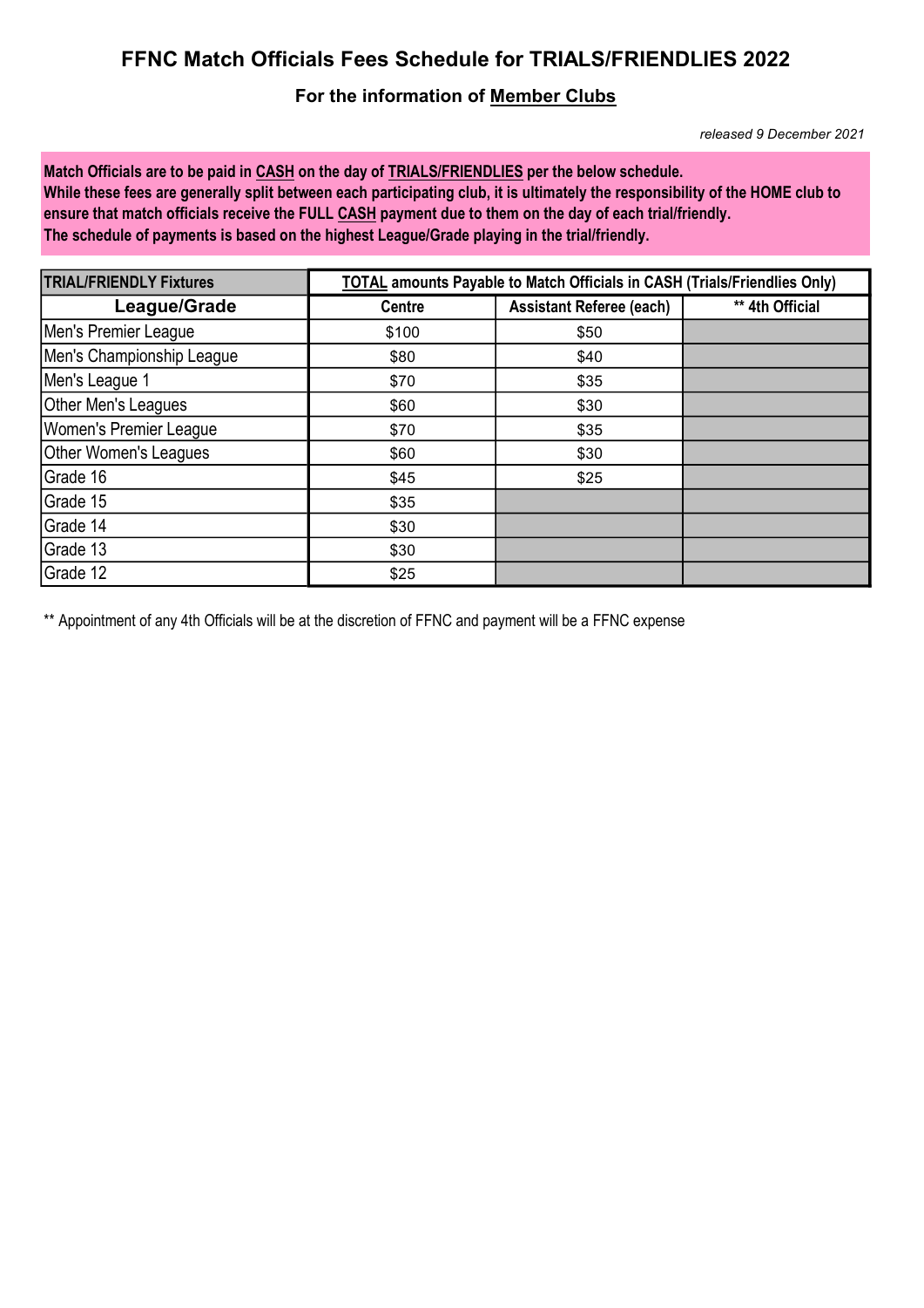# FFNC Match Officials Fees Schedule for TRIALS/FRIENDLIES 2022

## For the information of Member Clubs

*released 9 December 2021*

**Match Officials are to be paid in CASH on the day of TRIALS/FRIENDLIES per the below schedule.**
**While these fees are generally split between each participating club, it is ultimately the responsibility of the HOME club to ensure that match officials receive the FULL CASH payment due to them on the day of each trial/friendly.**
**The schedule of payments is based on the highest League/Grade playing in the trial/friendly.**

| TRIAL/FRIENDLY Fixtures | TOTAL amounts Payable to Match Officials in CASH (Trials/Friendlies Only) | | |
|---|---|---|---|
| **League/Grade** | **Centre** | **Assistant Referee (each)** | **\*\* 4th Official** |
| Men's Premier League | $100 | $50 | |
| Men's Championship League | $80 | $40 | |
| Men's League 1 | $70 | $35 | |
| Other Men's Leagues | $60 | $30 | |
| Women's Premier League | $70 | $35 | |
| Other Women's Leagues | $60 | $30 | |
| Grade 16 | $45 | $25 | |
| Grade 15 | $35 | | |
| Grade 14 | $30 | | |
| Grade 13 | $30 | | |
| Grade 12 | $25 | | |

** Appointment of any 4th Officials will be at the discretion of FFNC and payment will be a FFNC expense